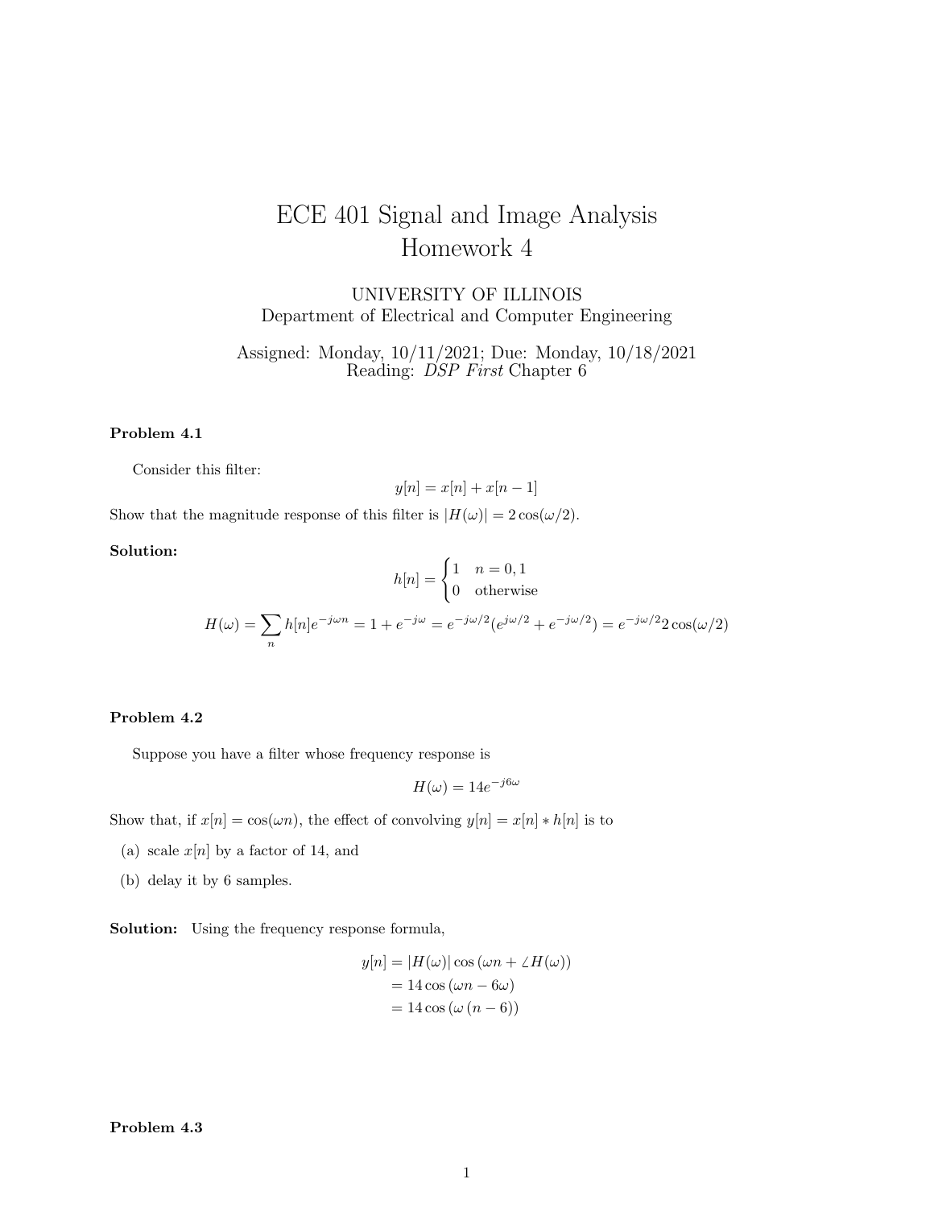# ECE 401 Signal and Image Analysis
# Homework 4

UNIVERSITY OF ILLINOIS
Department of Electrical and Computer Engineering

Assigned: Monday, 10/11/2021; Due: Monday, 10/18/2021
Reading: *DSP First* Chapter 6

### Problem 4.1

Consider this filter:

$$y[n] = x[n] + x[n-1]$$

Show that the magnitude response of this filter is $|H(\omega)| = 2\cos(\omega/2)$.

**Solution:**

$$h[n] = \begin{cases} 1 & n = 0, 1 \\ 0 & \text{otherwise} \end{cases}$$

$$H(\omega) = \sum_n h[n]e^{-j\omega n} = 1 + e^{-j\omega} = e^{-j\omega/2}(e^{j\omega/2} + e^{-j\omega/2}) = e^{-j\omega/2}2\cos(\omega/2)$$

### Problem 4.2

Suppose you have a filter whose frequency response is

$$H(\omega) = 14e^{-j6\omega}$$

Show that, if $x[n] = \cos(\omega n)$, the effect of convolving $y[n] = x[n] * h[n]$ is to

(a) scale $x[n]$ by a factor of 14, and

(b) delay it by 6 samples.

**Solution:** Using the frequency response formula,

$$\begin{aligned} y[n] &= |H(\omega)| \cos(\omega n + \angle H(\omega)) \\ &= 14\cos(\omega n - 6\omega) \\ &= 14\cos(\omega(n-6)) \end{aligned}$$

### Problem 4.3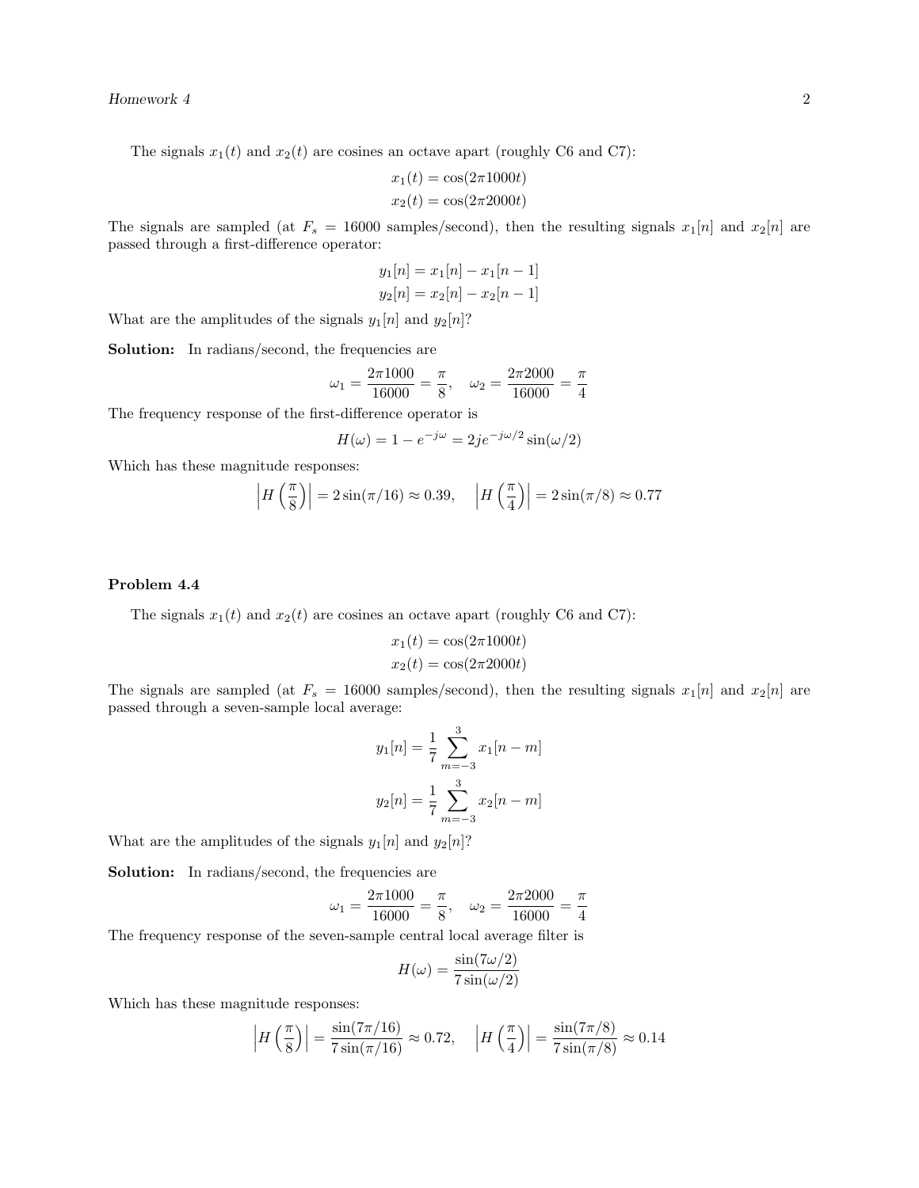The signals $x_1(t)$ and $x_2(t)$ are cosines an octave apart (roughly C6 and C7):

$$x_1(t) = \cos(2\pi 1000t)$$
$$x_2(t) = \cos(2\pi 2000t)$$

The signals are sampled (at $F_s = 16000$ samples/second), then the resulting signals $x_1[n]$ and $x_2[n]$ are passed through a first-difference operator:

$$y_1[n] = x_1[n] - x_1[n-1]$$
$$y_2[n] = x_2[n] - x_2[n-1]$$

What are the amplitudes of the signals $y_1[n]$ and $y_2[n]$?

**Solution:** In radians/second, the frequencies are

$$\omega_1 = \frac{2\pi 1000}{16000} = \frac{\pi}{8}, \quad \omega_2 = \frac{2\pi 2000}{16000} = \frac{\pi}{4}$$

The frequency response of the first-difference operator is

$$H(\omega) = 1 - e^{-j\omega} = 2je^{-j\omega/2}\sin(\omega/2)$$

Which has these magnitude responses:

$$\left|H\left(\frac{\pi}{8}\right)\right| = 2\sin(\pi/16) \approx 0.39, \quad \left|H\left(\frac{\pi}{4}\right)\right| = 2\sin(\pi/8) \approx 0.77$$

**Problem 4.4**

The signals $x_1(t)$ and $x_2(t)$ are cosines an octave apart (roughly C6 and C7):

$$x_1(t) = \cos(2\pi 1000t)$$
$$x_2(t) = \cos(2\pi 2000t)$$

The signals are sampled (at $F_s = 16000$ samples/second), then the resulting signals $x_1[n]$ and $x_2[n]$ are passed through a seven-sample local average:

$$y_1[n] = \frac{1}{7}\sum_{m=-3}^{3} x_1[n-m]$$
$$y_2[n] = \frac{1}{7}\sum_{m=-3}^{3} x_2[n-m]$$

What are the amplitudes of the signals $y_1[n]$ and $y_2[n]$?

**Solution:** In radians/second, the frequencies are

$$\omega_1 = \frac{2\pi 1000}{16000} = \frac{\pi}{8}, \quad \omega_2 = \frac{2\pi 2000}{16000} = \frac{\pi}{4}$$

The frequency response of the seven-sample central local average filter is

$$H(\omega) = \frac{\sin(7\omega/2)}{7\sin(\omega/2)}$$

Which has these magnitude responses:

$$\left|H\left(\frac{\pi}{8}\right)\right| = \frac{\sin(7\pi/16)}{7\sin(\pi/16)} \approx 0.72, \quad \left|H\left(\frac{\pi}{4}\right)\right| = \frac{\sin(7\pi/8)}{7\sin(\pi/8)} \approx 0.14$$